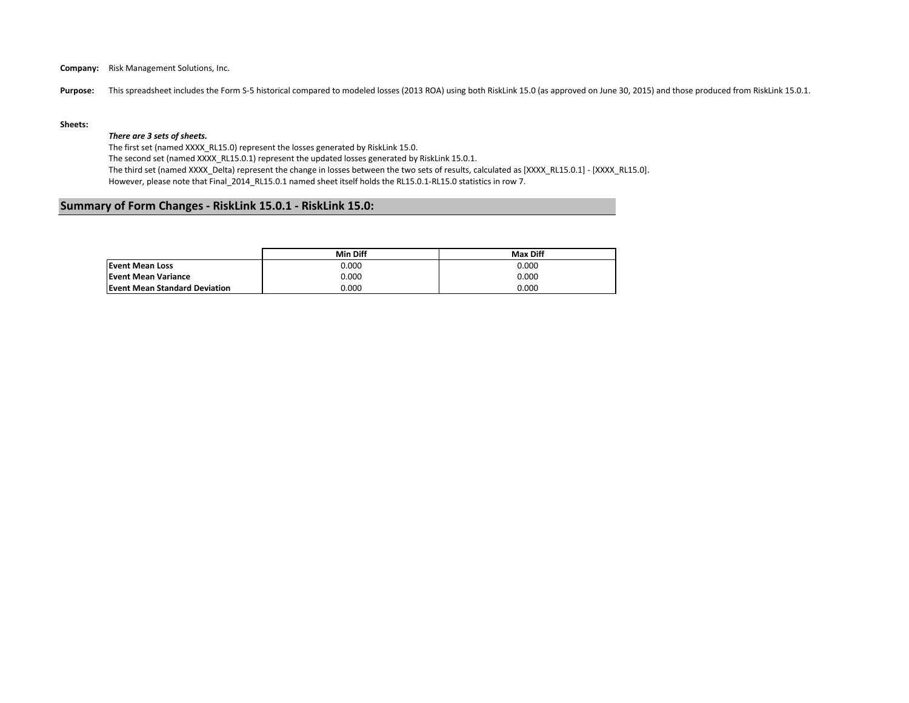**Company:** Risk Management Solutions, Inc.

**Purpose:** This spreadsheet includes the Form S-5 historical compared to modeled losses (2013 ROA) using both RiskLink 15.0 (as approved on June 30, 2015) and those produced from RiskLink 15.0.1.

**Sheets:**

***There are 3 sets of sheets.***

The first set (named XXXX_RL15.0) represent the losses generated by RiskLink 15.0.
The second set (named XXXX_RL15.0.1) represent the updated losses generated by RiskLink 15.0.1.
The third set (named XXXX_Delta) represent the change in losses between the two sets of results, calculated as [XXXX_RL15.0.1] - [XXXX_RL15.0].
However, please note that Final_2014_RL15.0.1 named sheet itself holds the RL15.0.1-RL15.0 statistics in row 7.

## Summary of Form Changes - RiskLink 15.0.1 - RiskLink 15.0:

| | Min Diff | Max Diff |
|---|---|---|
| **Event Mean Loss** | 0.000 | 0.000 |
| **Event Mean Variance** | 0.000 | 0.000 |
| **Event Mean Standard Deviation** | 0.000 | 0.000 |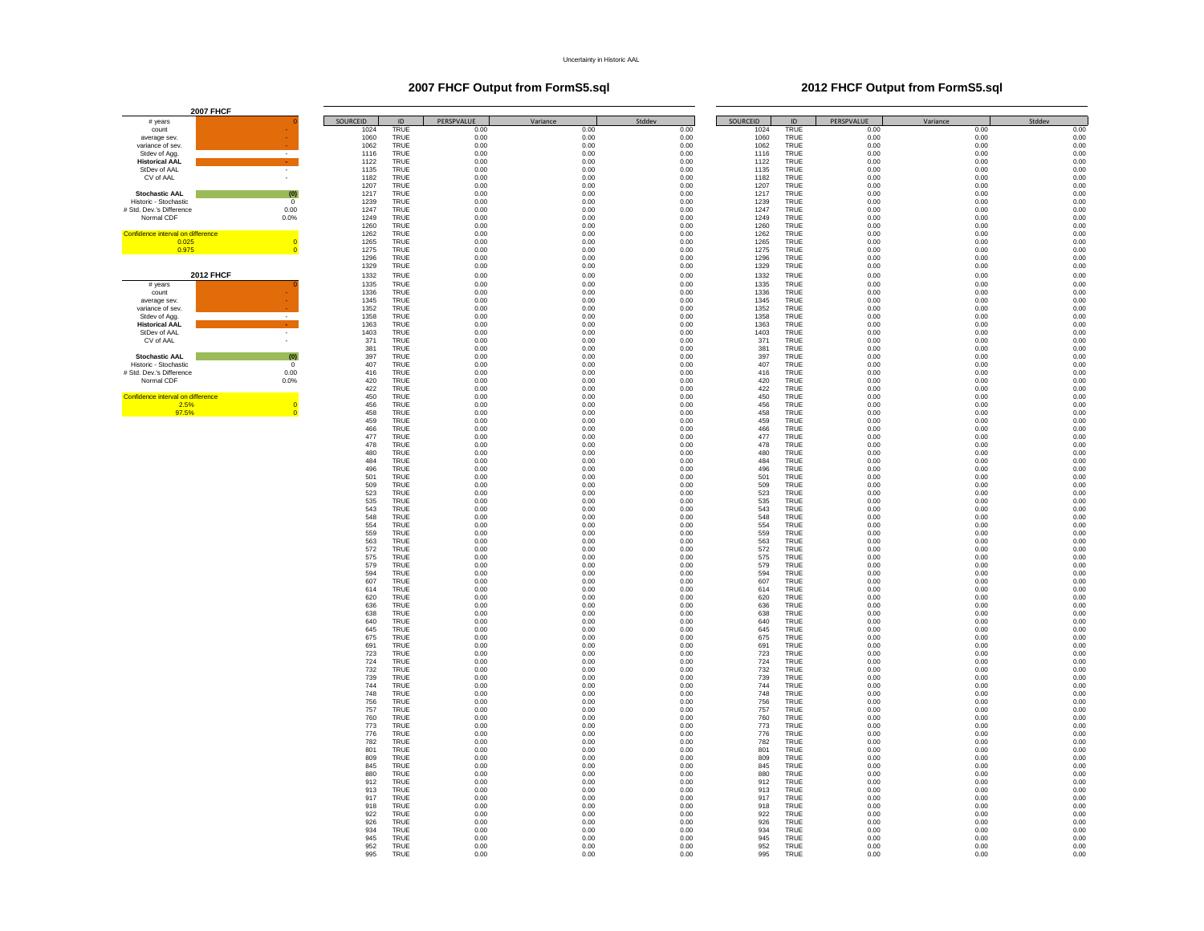Uncertainty in Historic AAL

## 2007 FHCF

| 2007 FHCF | |
|---|---|
| # years | 0 |
| count | - |
| average sev. | - |
| variance of sev. | - |
| Stdev of Agg. | - |
| **Historical AAL** | - |
| StDev of AAL | - |
| CV of AAL | - |
| | |
| **Stochastic AAL** | (0) |
| Historic - Stochastic | 0 |
| # Std. Dev.'s Difference | 0.00 |
| Normal CDF | 0.0% |
| | |
| Confidence interval on difference | |
| 0.025 | 0 |
| 0.975 | 0 |

## 2012 FHCF

| 2012 FHCF | |
|---|---|
| # years | 0 |
| count | - |
| average sev. | - |
| variance of sev. | - |
| Stdev of Agg. | - |
| **Historical AAL** | - |
| StDev of AAL | - |
| CV of AAL | - |
| | |
| **Stochastic AAL** | (0) |
| Historic - Stochastic | 0 |
| # Std. Dev.'s Difference | 0.00 |
| Normal CDF | 0.0% |
| | |
| Confidence interval on difference | |
| 2.5% | 0 |
| 97.5% | 0 |

## 2007 FHCF Output from FormS5.sql

| SOURCEID | ID | PERSPVALUE | Variance | Stddev |
|---|---|---|---|---|
| 1024 | TRUE | 0.00 | 0.00 | 0.00 |
| 1060 | TRUE | 0.00 | 0.00 | 0.00 |
| 1062 | TRUE | 0.00 | 0.00 | 0.00 |
| 1116 | TRUE | 0.00 | 0.00 | 0.00 |
| 1122 | TRUE | 0.00 | 0.00 | 0.00 |
| 1135 | TRUE | 0.00 | 0.00 | 0.00 |
| 1182 | TRUE | 0.00 | 0.00 | 0.00 |
| 1207 | TRUE | 0.00 | 0.00 | 0.00 |
| 1217 | TRUE | 0.00 | 0.00 | 0.00 |
| 1239 | TRUE | 0.00 | 0.00 | 0.00 |
| 1247 | TRUE | 0.00 | 0.00 | 0.00 |
| 1249 | TRUE | 0.00 | 0.00 | 0.00 |
| 1260 | TRUE | 0.00 | 0.00 | 0.00 |
| 1262 | TRUE | 0.00 | 0.00 | 0.00 |
| 1265 | TRUE | 0.00 | 0.00 | 0.00 |
| 1275 | TRUE | 0.00 | 0.00 | 0.00 |
| 1296 | TRUE | 0.00 | 0.00 | 0.00 |
| 1329 | TRUE | 0.00 | 0.00 | 0.00 |
| 1332 | TRUE | 0.00 | 0.00 | 0.00 |
| 1335 | TRUE | 0.00 | 0.00 | 0.00 |
| 1336 | TRUE | 0.00 | 0.00 | 0.00 |
| 1345 | TRUE | 0.00 | 0.00 | 0.00 |
| 1352 | TRUE | 0.00 | 0.00 | 0.00 |
| 1358 | TRUE | 0.00 | 0.00 | 0.00 |
| 1363 | TRUE | 0.00 | 0.00 | 0.00 |
| 1403 | TRUE | 0.00 | 0.00 | 0.00 |
| 371 | TRUE | 0.00 | 0.00 | 0.00 |
| 381 | TRUE | 0.00 | 0.00 | 0.00 |
| 397 | TRUE | 0.00 | 0.00 | 0.00 |
| 407 | TRUE | 0.00 | 0.00 | 0.00 |
| 416 | TRUE | 0.00 | 0.00 | 0.00 |
| 420 | TRUE | 0.00 | 0.00 | 0.00 |
| 422 | TRUE | 0.00 | 0.00 | 0.00 |
| 450 | TRUE | 0.00 | 0.00 | 0.00 |
| 456 | TRUE | 0.00 | 0.00 | 0.00 |
| 458 | TRUE | 0.00 | 0.00 | 0.00 |
| 459 | TRUE | 0.00 | 0.00 | 0.00 |
| 466 | TRUE | 0.00 | 0.00 | 0.00 |
| 477 | TRUE | 0.00 | 0.00 | 0.00 |
| 478 | TRUE | 0.00 | 0.00 | 0.00 |
| 480 | TRUE | 0.00 | 0.00 | 0.00 |
| 484 | TRUE | 0.00 | 0.00 | 0.00 |
| 496 | TRUE | 0.00 | 0.00 | 0.00 |
| 501 | TRUE | 0.00 | 0.00 | 0.00 |
| 509 | TRUE | 0.00 | 0.00 | 0.00 |
| 523 | TRUE | 0.00 | 0.00 | 0.00 |
| 535 | TRUE | 0.00 | 0.00 | 0.00 |
| 543 | TRUE | 0.00 | 0.00 | 0.00 |
| 548 | TRUE | 0.00 | 0.00 | 0.00 |
| 554 | TRUE | 0.00 | 0.00 | 0.00 |
| 559 | TRUE | 0.00 | 0.00 | 0.00 |
| 563 | TRUE | 0.00 | 0.00 | 0.00 |
| 572 | TRUE | 0.00 | 0.00 | 0.00 |
| 575 | TRUE | 0.00 | 0.00 | 0.00 |
| 579 | TRUE | 0.00 | 0.00 | 0.00 |
| 594 | TRUE | 0.00 | 0.00 | 0.00 |
| 607 | TRUE | 0.00 | 0.00 | 0.00 |
| 614 | TRUE | 0.00 | 0.00 | 0.00 |
| 620 | TRUE | 0.00 | 0.00 | 0.00 |
| 636 | TRUE | 0.00 | 0.00 | 0.00 |
| 638 | TRUE | 0.00 | 0.00 | 0.00 |
| 640 | TRUE | 0.00 | 0.00 | 0.00 |
| 645 | TRUE | 0.00 | 0.00 | 0.00 |
| 675 | TRUE | 0.00 | 0.00 | 0.00 |
| 691 | TRUE | 0.00 | 0.00 | 0.00 |
| 723 | TRUE | 0.00 | 0.00 | 0.00 |
| 724 | TRUE | 0.00 | 0.00 | 0.00 |
| 732 | TRUE | 0.00 | 0.00 | 0.00 |
| 739 | TRUE | 0.00 | 0.00 | 0.00 |
| 744 | TRUE | 0.00 | 0.00 | 0.00 |
| 748 | TRUE | 0.00 | 0.00 | 0.00 |
| 756 | TRUE | 0.00 | 0.00 | 0.00 |
| 757 | TRUE | 0.00 | 0.00 | 0.00 |
| 760 | TRUE | 0.00 | 0.00 | 0.00 |
| 773 | TRUE | 0.00 | 0.00 | 0.00 |
| 776 | TRUE | 0.00 | 0.00 | 0.00 |
| 782 | TRUE | 0.00 | 0.00 | 0.00 |
| 801 | TRUE | 0.00 | 0.00 | 0.00 |
| 809 | TRUE | 0.00 | 0.00 | 0.00 |
| 845 | TRUE | 0.00 | 0.00 | 0.00 |
| 880 | TRUE | 0.00 | 0.00 | 0.00 |
| 912 | TRUE | 0.00 | 0.00 | 0.00 |
| 913 | TRUE | 0.00 | 0.00 | 0.00 |
| 917 | TRUE | 0.00 | 0.00 | 0.00 |
| 918 | TRUE | 0.00 | 0.00 | 0.00 |
| 922 | TRUE | 0.00 | 0.00 | 0.00 |
| 926 | TRUE | 0.00 | 0.00 | 0.00 |
| 934 | TRUE | 0.00 | 0.00 | 0.00 |
| 945 | TRUE | 0.00 | 0.00 | 0.00 |
| 952 | TRUE | 0.00 | 0.00 | 0.00 |
| 995 | TRUE | 0.00 | 0.00 | 0.00 |

## 2012 FHCF Output from FormS5.sql

| SOURCEID | ID | PERSPVALUE | Variance | Stddev |
|---|---|---|---|---|
| 1024 | TRUE | 0.00 | 0.00 | 0.00 |
| 1060 | TRUE | 0.00 | 0.00 | 0.00 |
| 1062 | TRUE | 0.00 | 0.00 | 0.00 |
| 1116 | TRUE | 0.00 | 0.00 | 0.00 |
| 1122 | TRUE | 0.00 | 0.00 | 0.00 |
| 1135 | TRUE | 0.00 | 0.00 | 0.00 |
| 1182 | TRUE | 0.00 | 0.00 | 0.00 |
| 1207 | TRUE | 0.00 | 0.00 | 0.00 |
| 1217 | TRUE | 0.00 | 0.00 | 0.00 |
| 1239 | TRUE | 0.00 | 0.00 | 0.00 |
| 1247 | TRUE | 0.00 | 0.00 | 0.00 |
| 1249 | TRUE | 0.00 | 0.00 | 0.00 |
| 1260 | TRUE | 0.00 | 0.00 | 0.00 |
| 1262 | TRUE | 0.00 | 0.00 | 0.00 |
| 1265 | TRUE | 0.00 | 0.00 | 0.00 |
| 1275 | TRUE | 0.00 | 0.00 | 0.00 |
| 1296 | TRUE | 0.00 | 0.00 | 0.00 |
| 1329 | TRUE | 0.00 | 0.00 | 0.00 |
| 1332 | TRUE | 0.00 | 0.00 | 0.00 |
| 1335 | TRUE | 0.00 | 0.00 | 0.00 |
| 1336 | TRUE | 0.00 | 0.00 | 0.00 |
| 1345 | TRUE | 0.00 | 0.00 | 0.00 |
| 1352 | TRUE | 0.00 | 0.00 | 0.00 |
| 1358 | TRUE | 0.00 | 0.00 | 0.00 |
| 1363 | TRUE | 0.00 | 0.00 | 0.00 |
| 1403 | TRUE | 0.00 | 0.00 | 0.00 |
| 371 | TRUE | 0.00 | 0.00 | 0.00 |
| 381 | TRUE | 0.00 | 0.00 | 0.00 |
| 397 | TRUE | 0.00 | 0.00 | 0.00 |
| 407 | TRUE | 0.00 | 0.00 | 0.00 |
| 416 | TRUE | 0.00 | 0.00 | 0.00 |
| 420 | TRUE | 0.00 | 0.00 | 0.00 |
| 422 | TRUE | 0.00 | 0.00 | 0.00 |
| 450 | TRUE | 0.00 | 0.00 | 0.00 |
| 456 | TRUE | 0.00 | 0.00 | 0.00 |
| 458 | TRUE | 0.00 | 0.00 | 0.00 |
| 459 | TRUE | 0.00 | 0.00 | 0.00 |
| 466 | TRUE | 0.00 | 0.00 | 0.00 |
| 477 | TRUE | 0.00 | 0.00 | 0.00 |
| 478 | TRUE | 0.00 | 0.00 | 0.00 |
| 480 | TRUE | 0.00 | 0.00 | 0.00 |
| 484 | TRUE | 0.00 | 0.00 | 0.00 |
| 496 | TRUE | 0.00 | 0.00 | 0.00 |
| 501 | TRUE | 0.00 | 0.00 | 0.00 |
| 509 | TRUE | 0.00 | 0.00 | 0.00 |
| 523 | TRUE | 0.00 | 0.00 | 0.00 |
| 535 | TRUE | 0.00 | 0.00 | 0.00 |
| 543 | TRUE | 0.00 | 0.00 | 0.00 |
| 548 | TRUE | 0.00 | 0.00 | 0.00 |
| 554 | TRUE | 0.00 | 0.00 | 0.00 |
| 559 | TRUE | 0.00 | 0.00 | 0.00 |
| 563 | TRUE | 0.00 | 0.00 | 0.00 |
| 572 | TRUE | 0.00 | 0.00 | 0.00 |
| 575 | TRUE | 0.00 | 0.00 | 0.00 |
| 579 | TRUE | 0.00 | 0.00 | 0.00 |
| 594 | TRUE | 0.00 | 0.00 | 0.00 |
| 607 | TRUE | 0.00 | 0.00 | 0.00 |
| 614 | TRUE | 0.00 | 0.00 | 0.00 |
| 620 | TRUE | 0.00 | 0.00 | 0.00 |
| 636 | TRUE | 0.00 | 0.00 | 0.00 |
| 638 | TRUE | 0.00 | 0.00 | 0.00 |
| 640 | TRUE | 0.00 | 0.00 | 0.00 |
| 645 | TRUE | 0.00 | 0.00 | 0.00 |
| 675 | TRUE | 0.00 | 0.00 | 0.00 |
| 691 | TRUE | 0.00 | 0.00 | 0.00 |
| 723 | TRUE | 0.00 | 0.00 | 0.00 |
| 724 | TRUE | 0.00 | 0.00 | 0.00 |
| 732 | TRUE | 0.00 | 0.00 | 0.00 |
| 739 | TRUE | 0.00 | 0.00 | 0.00 |
| 744 | TRUE | 0.00 | 0.00 | 0.00 |
| 748 | TRUE | 0.00 | 0.00 | 0.00 |
| 756 | TRUE | 0.00 | 0.00 | 0.00 |
| 757 | TRUE | 0.00 | 0.00 | 0.00 |
| 760 | TRUE | 0.00 | 0.00 | 0.00 |
| 773 | TRUE | 0.00 | 0.00 | 0.00 |
| 776 | TRUE | 0.00 | 0.00 | 0.00 |
| 782 | TRUE | 0.00 | 0.00 | 0.00 |
| 801 | TRUE | 0.00 | 0.00 | 0.00 |
| 809 | TRUE | 0.00 | 0.00 | 0.00 |
| 845 | TRUE | 0.00 | 0.00 | 0.00 |
| 880 | TRUE | 0.00 | 0.00 | 0.00 |
| 912 | TRUE | 0.00 | 0.00 | 0.00 |
| 913 | TRUE | 0.00 | 0.00 | 0.00 |
| 917 | TRUE | 0.00 | 0.00 | 0.00 |
| 918 | TRUE | 0.00 | 0.00 | 0.00 |
| 922 | TRUE | 0.00 | 0.00 | 0.00 |
| 926 | TRUE | 0.00 | 0.00 | 0.00 |
| 934 | TRUE | 0.00 | 0.00 | 0.00 |
| 945 | TRUE | 0.00 | 0.00 | 0.00 |
| 952 | TRUE | 0.00 | 0.00 | 0.00 |
| 995 | TRUE | 0.00 | 0.00 | 0.00 |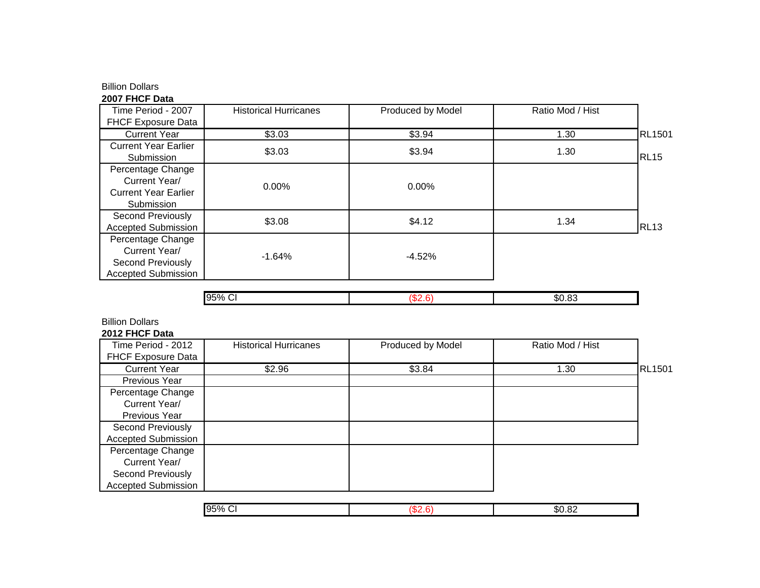Billion Dollars

**2007 FHCF Data**

| Time Period - 2007 FHCF Exposure Data | Historical Hurricanes | Produced by Model | Ratio Mod / Hist | |
|---|---|---|---|---|
| Current Year | $3.03 | $3.94 | 1.30 | RL1501 |
| Current Year Earlier Submission | $3.03 | $3.94 | 1.30 | RL15 |
| Percentage Change Current Year/ Current Year Earlier Submission | 0.00% | 0.00% | | |
| Second Previously Accepted Submission | $3.08 | $4.12 | 1.34 | RL13 |
| Percentage Change Current Year/ Second Previously Accepted Submission | -1.64% | -4.52% | | |

| 95% CI | ($2.6) | $0.83 |
|---|---|---|

Billion Dollars

**2012 FHCF Data**

| Time Period - 2012 FHCF Exposure Data | Historical Hurricanes | Produced by Model | Ratio Mod / Hist | |
|---|---|---|---|---|
| Current Year | $2.96 | $3.84 | 1.30 | RL1501 |
| Previous Year | | | | |
| Percentage Change Current Year/ Previous Year | | | | |
| Second Previously Accepted Submission | | | | |
| Percentage Change Current Year/ Second Previously Accepted Submission | | | | |

| 95% CI | ($2.6) | $0.82 |
|---|---|---|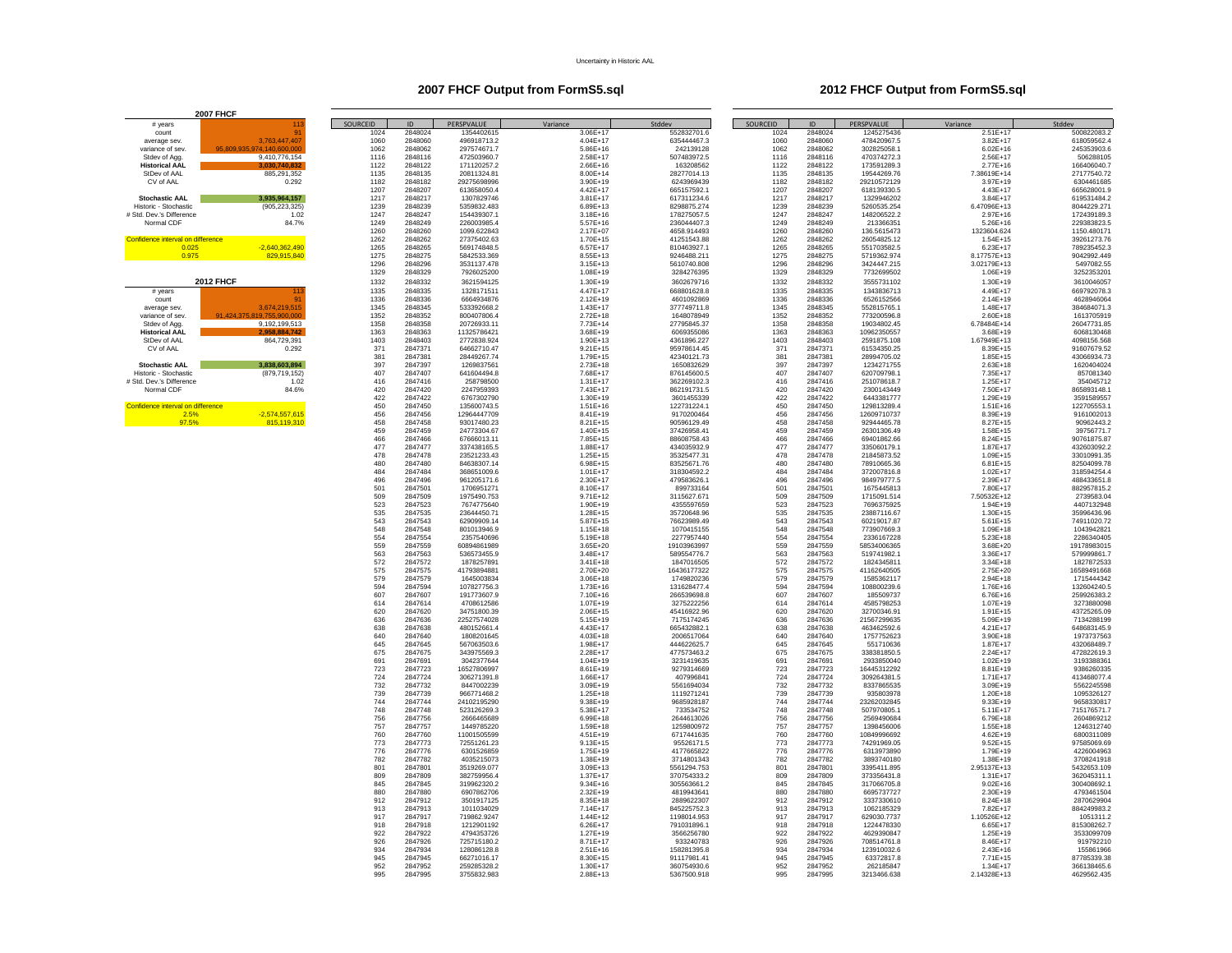Uncertainty in Historic AAL

## 2007 FHCF

| 2007 FHCF | |
|---|---|
| # years | 113 |
| count | 91 |
| average sev. | 3,763,447,407 |
| variance of sev. | 95,809,935,974,140,600,000 |
| Stdev of Agg. | 9,410,776,154 |
| **Historical AAL** | **3,030,740,832** |
| StDev of AAL | 885,291,352 |
| CV of AAL | 0.292 |
| | |
| **Stochastic AAL** | **3,935,964,157** |
| Historic - Stochastic | (905,223,325) |
| # Std. Dev.'s Difference | 1.02 |
| Normal CDF | 84.7% |
| | |
| Confidence interval on difference | |
| 0.025 | -2,640,362,490 |
| 0.975 | 829,915,840 |

| 2012 FHCF | |
|---|---|
| # years | 113 |
| count | 91 |
| average sev. | 3,674,219,515 |
| variance of sev. | 91,424,375,819,755,900,000 |
| Stdev of Agg. | 9,192,199,513 |
| **Historical AAL** | **2,958,884,742** |
| StDev of AAL | 864,729,391 |
| CV of AAL | 0.292 |
| | |
| **Stochastic AAL** | **3,838,603,894** |
| Historic - Stochastic | (879,719,152) |
| # Std. Dev.'s Difference | 1.02 |
| Normal CDF | 84.6% |
| | |
| Confidence interval on difference | |
| 2.5% | -2,574,557,615 |
| 97.5% | 815,119,310 |

## 2007 FHCF Output from FormS5.sql

| SOURCEID | ID | PERSPVALUE | Variance | Stddev |
|---|---|---|---|---|
| 1024 | 2848024 | 1354402615 | 3.06E+17 | 552832701.6 |
| 1060 | 2848060 | 496918713.2 | 4.04E+17 | 635444467.3 |
| 1062 | 2848062 | 297574671.7 | 5.86E+16 | 242139128 |
| 1116 | 2848116 | 472503960.7 | 2.58E+17 | 507483972.5 |
| 1122 | 2848122 | 171120257.2 | 2.66E+16 | 163208562 |
| 1135 | 2848135 | 20811324.81 | 8.00E+14 | 28277014.13 |
| 1182 | 2848182 | 29275698996 | 3.90E+19 | 6243969439 |
| 1207 | 2848207 | 613658050.4 | 4.42E+17 | 665157592.1 |
| 1217 | 2848217 | 1307829746 | 3.81E+17 | 617311234.6 |
| 1239 | 2848239 | 5359832.483 | 6.89E+13 | 8298875.274 |
| 1247 | 2848247 | 154439307.1 | 3.18E+16 | 178275057.5 |
| 1249 | 2848249 | 226003985.4 | 5.57E+16 | 236044407.3 |
| 1260 | 2848260 | 1099.622843 | 2.17E+07 | 4658.914493 |
| 1262 | 2848262 | 27375402.63 | 1.70E+15 | 41251543.88 |
| 1265 | 2848265 | 569174848.5 | 6.57E+17 | 810463927.1 |
| 1275 | 2848275 | 5842533.369 | 8.55E+13 | 9246488.211 |
| 1296 | 2848296 | 3531137.478 | 3.15E+13 | 5610740.808 |
| 1329 | 2848329 | 7926025200 | 1.08E+19 | 3284276395 |
| 1332 | 2848332 | 3621594125 | 1.30E+19 | 3602679716 |
| 1335 | 2848335 | 1328171511 | 4.47E+17 | 668801628.8 |
| 1336 | 2848336 | 6664934876 | 2.12E+19 | 4601092869 |
| 1345 | 2848345 | 533392668.2 | 1.43E+17 | 377749711.8 |
| 1352 | 2848352 | 800407806.4 | 2.72E+18 | 1648078949 |
| 1358 | 2848358 | 20726933.11 | 7.73E+14 | 27795845.37 |
| 1363 | 2848363 | 11325786421 | 3.68E+19 | 6069355086 |
| 1403 | 2848403 | 2772838.924 | 1.90E+13 | 4361896.227 |
| 371 | 2847371 | 64662710.47 | 9.21E+15 | 95978614.65 |
| 381 | 2847381 | 28449267.74 | 1.79E+15 | 42340121.73 |
| 397 | 2847397 | 1269837561 | 2.73E+18 | 1650832629 |
| 407 | 2847407 | 641604494.8 | 7.68E+17 | 876145600.5 |
| 416 | 2847416 | 258798500 | 1.31E+17 | 362269102.3 |
| 420 | 2847420 | 2247959393 | 7.43E+17 | 862191731.5 |
| 422 | 2847422 | 6767302790 | 1.30E+19 | 3601455339 |
| 450 | 2847450 | 135600743.5 | 1.51E+16 | 122731224.1 |
| 456 | 2847456 | 12964447709 | 8.41E+19 | 9170200464 |
| 458 | 2847458 | 93017480.23 | 8.21E+15 | 90596129.49 |
| 459 | 2847459 | 24773304.67 | 1.40E+15 | 37426958.41 |
| 466 | 2847466 | 67666013.11 | 7.85E+15 | 88608758.43 |
| 477 | 2847477 | 337438165.5 | 1.88E+17 | 434035932.9 |
| 478 | 2847478 | 23521233.43 | 1.25E+15 | 35325477.31 |
| 480 | 2847480 | 84638307.14 | 6.98E+15 | 83525671.76 |
| 484 | 2847484 | 368651009.6 | 1.01E+17 | 318304592.2 |
| 496 | 2847496 | 961205171.6 | 2.30E+17 | 479583626.1 |
| 501 | 2847501 | 1706951271 | 8.10E+17 | 899733164 |
| 509 | 2847509 | 1975490.753 | 9.71E+12 | 3115627.671 |
| 523 | 2847523 | 7674775640 | 1.90E+19 | 4355597659 |
| 535 | 2847535 | 23644450.71 | 1.28E+15 | 35720648.96 |
| 543 | 2847543 | 62909909.14 | 5.87E+15 | 76623989.49 |
| 548 | 2847548 | 801013946.9 | 1.15E+18 | 1070415155 |
| 554 | 2847554 | 2357540696 | 5.19E+18 | 2277957440 |
| 559 | 2847559 | 60894861989 | 3.65E+20 | 19103963997 |
| 563 | 2847563 | 536573455.9 | 3.48E+17 | 589554776.7 |
| 572 | 2847572 | 1878257891 | 3.41E+18 | 1847016505 |
| 575 | 2847575 | 41793894881 | 2.70E+20 | 16436177322 |
| 579 | 2847579 | 1645003834 | 3.06E+18 | 1749820236 |
| 594 | 2847594 | 107827756.3 | 1.73E+16 | 131628477.4 |
| 607 | 2847607 | 191773607.9 | 7.10E+16 | 266539698.8 |
| 614 | 2847614 | 4708612586 | 1.07E+19 | 3275222256 |
| 620 | 2847620 | 34751800.39 | 2.06E+15 | 45416922.96 |
| 636 | 2847636 | 22527574028 | 5.15E+19 | 7175174245 |
| 638 | 2847638 | 480152661.4 | 4.43E+17 | 665432882.1 |
| 640 | 2847640 | 1808201645 | 4.03E+18 | 2006517064 |
| 645 | 2847645 | 567063503.6 | 1.98E+17 | 444622625.7 |
| 675 | 2847675 | 343975569.3 | 2.28E+17 | 477573463.2 |
| 691 | 2847691 | 3042377644 | 1.04E+19 | 3231419635 |
| 723 | 2847723 | 16527806997 | 8.61E+19 | 9279314669 |
| 724 | 2847724 | 306271391.8 | 1.66E+17 | 407996841 |
| 732 | 2847732 | 8447002239 | 3.09E+19 | 5561694034 |
| 739 | 2847739 | 966771468.2 | 1.25E+18 | 1119271241 |
| 744 | 2847744 | 24102195290 | 9.38E+19 | 9685928187 |
| 748 | 2847748 | 523126269.3 | 5.38E+17 | 733534752 |
| 756 | 2847756 | 2666465689 | 6.99E+18 | 2644613026 |
| 757 | 2847757 | 1449785220 | 1.59E+18 | 1259800972 |
| 760 | 2847760 | 11001505599 | 4.51E+19 | 6717441635 |
| 773 | 2847773 | 72551261.23 | 9.13E+15 | 95526171.5 |
| 776 | 2847776 | 6301526859 | 1.75E+19 | 4177665822 |
| 782 | 2847782 | 4035215073 | 1.38E+19 | 3714801343 |
| 801 | 2847801 | 3519269.077 | 3.09E+13 | 5561294.753 |
| 809 | 2847809 | 382759956.4 | 1.37E+17 | 370754333.2 |
| 845 | 2847845 | 319962320.2 | 9.34E+16 | 305563661.2 |
| 880 | 2847880 | 6907862706 | 2.32E+19 | 4819943641 |
| 912 | 2847912 | 3501917125 | 8.35E+18 | 2889622307 |
| 913 | 2847913 | 1011034029 | 7.14E+17 | 845225752.3 |
| 917 | 2847917 | 719862.9247 | 1.44E+12 | 1198014.953 |
| 918 | 2847918 | 1212901192 | 6.26E+17 | 791031896.1 |
| 922 | 2847922 | 4794353726 | 1.27E+19 | 3566256780 |
| 926 | 2847926 | 725715180.2 | 8.71E+17 | 933240783 |
| 934 | 2847934 | 128086128.8 | 2.51E+16 | 158281395.8 |
| 945 | 2847945 | 66271016.17 | 8.30E+15 | 91117981.41 |
| 952 | 2847952 | 259285328.2 | 1.30E+17 | 360754930.6 |
| 995 | 2847995 | 3755832.983 | 2.88E+13 | 5367500.918 |

## 2012 FHCF Output from FormS5.sql

| SOURCEID | ID | PERSPVALUE | Variance | Stddev |
|---|---|---|---|---|
| 1024 | 2848024 | 1245275436 | 2.51E+17 | 500822083.2 |
| 1060 | 2848060 | 478420967.5 | 3.82E+17 | 618059562.4 |
| 1062 | 2848062 | 302825058.1 | 6.02E+16 | 245353903.6 |
| 1116 | 2848116 | 470374272.3 | 2.56E+17 | 506288105 |
| 1122 | 2848122 | 173591289.3 | 2.77E+16 | 166406040.7 |
| 1135 | 2848135 | 19544269.76 | 7.38619E+14 | 27177540.72 |
| 1182 | 2848182 | 29210572129 | 3.97E+19 | 6304461685 |
| 1207 | 2848207 | 618139330.5 | 4.43E+17 | 665628001.9 |
| 1217 | 2848217 | 1329946202 | 3.84E+17 | 619531484.2 |
| 1239 | 2848239 | 5260535.254 | 6.47096E+13 | 8044229.271 |
| 1247 | 2848247 | 148206522.2 | 2.97E+16 | 172439189.3 |
| 1249 | 2848249 | 213366351 | 5.26E+16 | 229383823.5 |
| 1260 | 2848260 | 136.5615473 | 1323604.624 | 1150.480171 |
| 1262 | 2848262 | 26054825.12 | 1.54E+15 | 39261273.76 |
| 1265 | 2848265 | 551703582.5 | 6.23E+17 | 789235452.3 |
| 1275 | 2848275 | 5719362.974 | 8.17757E+13 | 9042992.449 |
| 1296 | 2848296 | 3424447.215 | 3.02179E+13 | 5497082.55 |
| 1329 | 2848329 | 7732699502 | 1.06E+19 | 3252353201 |
| 1332 | 2848332 | 3555731102 | 1.30E+19 | 3610046057 |
| 1335 | 2848335 | 1343836713 | 4.49E+17 | 669792078.3 |
| 1336 | 2848336 | 6526152566 | 2.14E+19 | 4628946064 |
| 1345 | 2848345 | 552815765.1 | 1.48E+17 | 384684071.3 |
| 1352 | 2848352 | 773200596.8 | 2.60E+18 | 1613705919 |
| 1358 | 2848358 | 19034802.45 | 6.78484E+14 | 26047731.85 |
| 1363 | 2848363 | 10962350557 | 3.68E+19 | 6068130468 |
| 1403 | 2848403 | 2591875.108 | 1.67949E+13 | 4098156.568 |
| 371 | 2847371 | 61534350.25 | 8.39E+15 | 91607679.52 |
| 381 | 2847381 | 28994705.02 | 1.85E+15 | 43066934.73 |
| 397 | 2847397 | 1234271755 | 2.63E+18 | 1620404024 |
| 407 | 2847407 | 620709798.1 | 7.35E+17 | 857081340 |
| 416 | 2847416 | 251078618.7 | 1.25E+17 | 354045712 |
| 420 | 2847420 | 2300143449 | 7.50E+17 | 865893148.1 |
| 422 | 2847422 | 6443381777 | 1.29E+19 | 3591589557 |
| 450 | 2847450 | 129813289.4 | 1.51E+16 | 122705553.1 |
| 456 | 2847456 | 12609710737 | 8.39E+19 | 9161002013 |
| 458 | 2847458 | 92944465.78 | 8.27E+15 | 90962443.2 |
| 459 | 2847459 | 26301306.49 | 1.58E+15 | 39756771.7 |
| 466 | 2847466 | 69401862.66 | 8.24E+15 | 90761875.87 |
| 477 | 2847477 | 335060179.1 | 1.87E+17 | 432603092.2 |
| 478 | 2847478 | 21845873.52 | 1.09E+15 | 33010991.35 |
| 480 | 2847480 | 78910665.36 | 6.81E+15 | 82504099.78 |
| 484 | 2847484 | 372007816.8 | 1.02E+17 | 318594254.4 |
| 496 | 2847496 | 984979777.5 | 2.39E+17 | 488433651.8 |
| 501 | 2847501 | 1675445813 | 7.80E+17 | 882957815.2 |
| 509 | 2847509 | 1715091.514 | 7.50532E+12 | 2739583.04 |
| 523 | 2847523 | 7696375925 | 1.94E+19 | 4407132948 |
| 535 | 2847535 | 23887116.67 | 1.30E+15 | 35996436.96 |
| 543 | 2847543 | 60219017.87 | 5.61E+15 | 74911020.72 |
| 548 | 2847548 | 773907669.3 | 1.09E+18 | 1043942821 |
| 554 | 2847554 | 2336167228 | 5.23E+18 | 2286340405 |
| 559 | 2847559 | 58534006365 | 3.68E+20 | 19178983015 |
| 563 | 2847563 | 519741982.1 | 3.36E+17 | 579999861.7 |
| 572 | 2847572 | 1824345811 | 3.34E+18 | 1827872533 |
| 575 | 2847575 | 41162640505 | 2.75E+20 | 16589491668 |
| 579 | 2847579 | 1585362117 | 2.94E+18 | 1715444342 |
| 594 | 2847594 | 108800239.6 | 1.76E+16 | 132604240.5 |
| 607 | 2847607 | 185509737 | 6.76E+16 | 259926383.2 |
| 614 | 2847614 | 4585798253 | 1.07E+19 | 3273880098 |
| 620 | 2847620 | 32700346.91 | 1.91E+15 | 43725265.09 |
| 636 | 2847636 | 21567299635 | 5.09E+19 | 7134288199 |
| 638 | 2847638 | 463462592.6 | 4.21E+17 | 648683145.9 |
| 640 | 2847640 | 1757752623 | 3.90E+18 | 1973737563 |
| 645 | 2847645 | 551710636 | 1.87E+17 | 432068489.7 |
| 675 | 2847675 | 338381850.5 | 2.24E+17 | 472822619.3 |
| 691 | 2847691 | 2933850040 | 1.02E+19 | 3193388361 |
| 723 | 2847723 | 16445312292 | 8.81E+19 | 9386260335 |
| 724 | 2847724 | 309264381.5 | 1.71E+17 | 413468077.4 |
| 732 | 2847732 | 8337865535 | 3.09E+19 | 5562245598 |
| 739 | 2847739 | 935803978 | 1.20E+18 | 1095326127 |
| 744 | 2847744 | 23262032845 | 9.33E+19 | 9658330817 |
| 748 | 2847748 | 507970805.1 | 5.11E+17 | 715176571.7 |
| 756 | 2847756 | 2569490684 | 6.79E+18 | 2604869212 |
| 757 | 2847757 | 1398456006 | 1.55E+18 | 1246312740 |
| 760 | 2847760 | 10849996692 | 4.62E+19 | 6800311089 |
| 773 | 2847773 | 74291969.05 | 9.52E+15 | 97585069.69 |
| 776 | 2847776 | 6313973890 | 1.79E+19 | 4226004963 |
| 782 | 2847782 | 3893740180 | 1.38E+19 | 3708241918 |
| 801 | 2847801 | 3395411.895 | 2.95137E+13 | 5432653.109 |
| 809 | 2847809 | 373356431.8 | 1.31E+17 | 362045311.1 |
| 845 | 2847845 | 317066705.8 | 9.02E+16 | 300408692.1 |
| 880 | 2847880 | 6695737727 | 2.30E+19 | 4793461504 |
| 912 | 2847912 | 3337330610 | 8.24E+18 | 2870629904 |
| 913 | 2847913 | 1062185329 | 7.82E+17 | 884249983.2 |
| 917 | 2847917 | 629030.7737 | 1.10526E+12 | 1051311.2 |
| 918 | 2847918 | 1224478330 | 6.65E+17 | 815308262.7 |
| 922 | 2847922 | 4629390847 | 1.25E+19 | 3533099709 |
| 926 | 2847926 | 708514761.8 | 8.46E+17 | 919792210 |
| 934 | 2847934 | 123910032.6 | 2.43E+16 | 155861966 |
| 945 | 2847945 | 63372817.8 | 7.71E+15 | 87785339.38 |
| 952 | 2847952 | 262185847 | 1.34E+17 | 366138465.6 |
| 995 | 2847995 | 3213466.638 | 2.14328E+13 | 4629562.435 |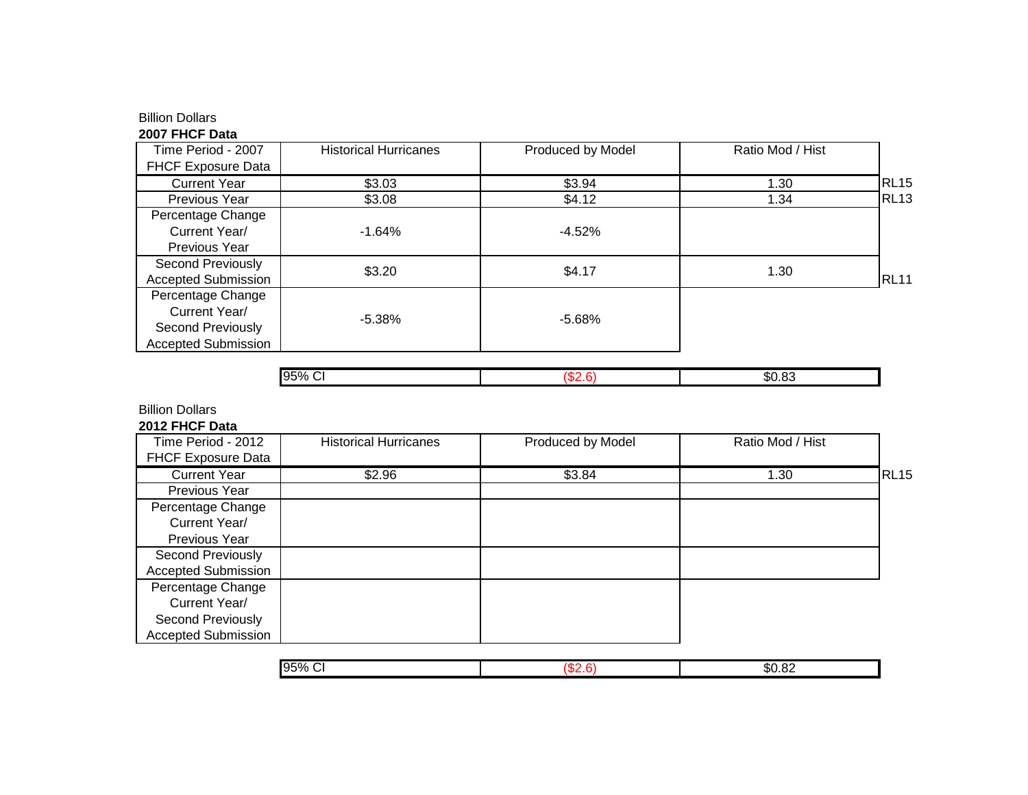Billion Dollars

**2007 FHCF Data**

| Time Period - 2007 FHCF Exposure Data | Historical Hurricanes | Produced by Model | Ratio Mod / Hist | |
|---|---|---|---|---|
| Current Year | $3.03 | $3.94 | 1.30 | RL15 |
| Previous Year | $3.08 | $4.12 | 1.34 | RL13 |
| Percentage Change Current Year/ Previous Year | -1.64% | -4.52% | | |
| Second Previously Accepted Submission | $3.20 | $4.17 | 1.30 | RL11 |
| Percentage Change Current Year/ Second Previously Accepted Submission | -5.38% | -5.68% | | |

| 95% CI | ($2.6) | $0.83 |
|---|---|---|

Billion Dollars

**2012 FHCF Data**

| Time Period - 2012 FHCF Exposure Data | Historical Hurricanes | Produced by Model | Ratio Mod / Hist | |
|---|---|---|---|---|
| Current Year | $2.96 | $3.84 | 1.30 | RL15 |
| Previous Year | | | | |
| Percentage Change Current Year/ Previous Year | | | | |
| Second Previously Accepted Submission | | | | |
| Percentage Change Current Year/ Second Previously Accepted Submission | | | | |

| 95% CI | ($2.6) | $0.82 |
|---|---|---|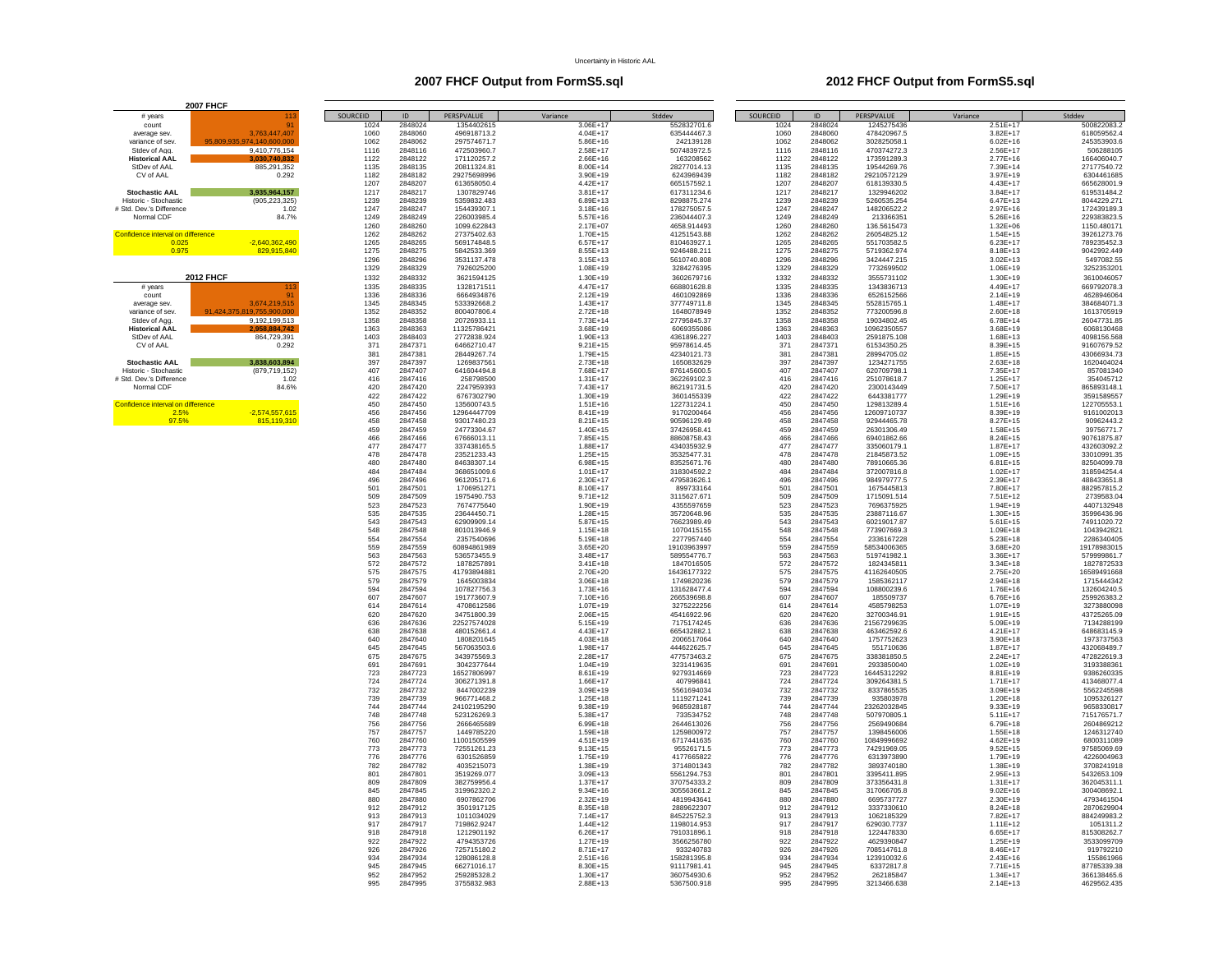Uncertainty in Historic AAL

## 2007 FHCF

| | |
|---|---|
| # years | 113 |
| count | 91 |
| average sev. | 3,763,447,407 |
| variance of sev. | 95,809,935,974,140,600,000 |
| Stdev of Agg. | 9,410,776,154 |
| **Historical AAL** | **3,030,740,832** |
| StDev of AAL | 885,291,352 |
| CV of AAL | 0.292 |
| | |
| **Stochastic AAL** | **3,935,964,157** |
| Historic - Stochastic | (905,223,325) |
| # Std. Dev.'s Difference | 1.02 |
| Normal CDF | 84.7% |
| | |
| Confidence interval on difference | |
| 0.025 | -2,640,362,490 |
| 0.975 | 829,915,840 |

## 2012 FHCF

| | |
|---|---|
| # years | 113 |
| count | 91 |
| average sev. | 3,674,219,515 |
| variance of sev. | 91,424,375,819,755,900,000 |
| Stdev of Agg. | 9,192,199,513 |
| **Historical AAL** | **2,958,884,742** |
| StDev of AAL | 864,729,391 |
| CV of AAL | 0.292 |
| | |
| **Stochastic AAL** | **3,838,603,894** |
| Historic - Stochastic | (879,719,152) |
| # Std. Dev.'s Difference | 1.02 |
| Normal CDF | 84.6% |
| | |
| Confidence interval on difference | |
| 2.5% | -2,574,557,615 |
| 97.5% | 815,119,310 |

## 2007 FHCF Output from FormS5.sql

| SOURCEID | ID | PERSPVALUE | Variance | Stddev |
|---|---|---|---|---|
| 1024 | 2848024 | 1354402615 | 3.06E+17 | 552832701.6 |
| 1060 | 2848060 | 496918713.2 | 4.04E+17 | 635444467.3 |
| 1062 | 2848062 | 297574671.7 | 5.86E+16 | 242139128 |
| 1116 | 2848116 | 472503960.7 | 2.58E+17 | 507483972.5 |
| 1122 | 2848122 | 171120257.2 | 2.66E+16 | 163208562 |
| 1135 | 2848135 | 20811324.81 | 8.00E+14 | 28277014.13 |
| 1182 | 2848182 | 29275698996 | 3.90E+19 | 6243969439 |
| 1207 | 2848207 | 613658050.4 | 4.42E+17 | 665157592.1 |
| 1217 | 2848217 | 1307829746 | 3.81E+17 | 617311234.6 |
| 1239 | 2848239 | 5359832.483 | 6.89E+13 | 8298875.274 |
| 1247 | 2848247 | 154439307.1 | 3.18E+16 | 178275057.5 |
| 1249 | 2848249 | 226003985.4 | 5.57E+16 | 236044407.3 |
| 1260 | 2848260 | 1099.622843 | 2.17E+07 | 4658.914493 |
| 1262 | 2848262 | 27375402.63 | 1.70E+15 | 41251543.88 |
| 1265 | 2848265 | 569174848.5 | 6.57E+17 | 810463927.1 |
| 1275 | 2848275 | 5842533.369 | 8.55E+13 | 9246488.211 |
| 1296 | 2848296 | 3531137.478 | 3.15E+13 | 5610740.808 |
| 1329 | 2848329 | 7926025200 | 1.08E+19 | 3284276395 |
| 1332 | 2848332 | 3621594125 | 1.30E+19 | 3602679716 |
| 1335 | 2848335 | 1328171511 | 4.47E+17 | 668801628.8 |
| 1336 | 2848336 | 6664934876 | 2.12E+19 | 4601092869 |
| 1345 | 2848345 | 533392668.2 | 1.43E+17 | 377749711.8 |
| 1352 | 2848352 | 800407806.4 | 2.72E+18 | 1648078949 |
| 1358 | 2848358 | 20726933.11 | 7.73E+14 | 27795845.37 |
| 1363 | 2848363 | 11325786421 | 3.68E+19 | 6069355086 |
| 1403 | 2848403 | 2772838.924 | 1.90E+13 | 4361896.227 |
| 371 | 2847371 | 64662710.47 | 9.21E+15 | 95978614.45 |
| 381 | 2847381 | 28449267.74 | 1.79E+15 | 42340121.73 |
| 397 | 2847397 | 1269837561 | 2.73E+18 | 1650832629 |
| 407 | 2847407 | 641604494.8 | 7.68E+17 | 876145600.5 |
| 416 | 2847416 | 258798500 | 1.31E+17 | 362269102.3 |
| 420 | 2847420 | 2247959393 | 7.43E+17 | 862191731.5 |
| 422 | 2847422 | 6767302790 | 1.30E+19 | 3601455339 |
| 450 | 2847450 | 135600743.5 | 1.51E+16 | 122731224.1 |
| 456 | 2847456 | 12964447709 | 8.41E+19 | 9170020464 |
| 458 | 2847458 | 93017480.23 | 8.21E+15 | 90596129.49 |
| 459 | 2847459 | 24773304.67 | 1.40E+15 | 37426958.41 |
| 466 | 2847466 | 67666013.11 | 7.85E+15 | 88608758.43 |
| 477 | 2847477 | 337438165.5 | 1.88E+17 | 434035932.9 |
| 478 | 2847478 | 23521233.43 | 1.25E+15 | 35325477.31 |
| 480 | 2847480 | 84638307.14 | 6.98E+15 | 83525671.76 |
| 484 | 2847484 | 368651009.6 | 1.01E+17 | 318304592.2 |
| 496 | 2847496 | 961205171.6 | 2.30E+17 | 479583626.1 |
| 501 | 2847501 | 1706951271 | 8.10E+17 | 899733164 |
| 509 | 2847509 | 1975490.753 | 9.71E+12 | 3115627.671 |
| 523 | 2847523 | 7674775640 | 1.90E+19 | 4355597659 |
| 535 | 2847535 | 23644450.71 | 1.28E+15 | 35720648.96 |
| 543 | 2847543 | 62909909.14 | 5.87E+15 | 76623989.49 |
| 548 | 2847548 | 801013946.9 | 1.15E+18 | 1070415155 |
| 554 | 2847554 | 2357540696 | 5.19E+18 | 2277957440 |
| 559 | 2847559 | 60894861989 | 3.65E+20 | 19103963997 |
| 563 | 2847563 | 536573455.9 | 3.48E+17 | 589554776.7 |
| 572 | 2847572 | 1878257891 | 3.41E+18 | 1847016505 |
| 575 | 2847575 | 41793894881 | 2.70E+20 | 16436177322 |
| 579 | 2847579 | 1645003834 | 3.06E+18 | 1749820236 |
| 594 | 2847594 | 107827756.3 | 1.73E+16 | 131628477.4 |
| 607 | 2847607 | 191773607.9 | 7.10E+16 | 266539698.8 |
| 614 | 2847614 | 4708612586 | 1.07E+19 | 3275222256 |
| 620 | 2847620 | 34751800.39 | 2.06E+15 | 45416922.96 |
| 636 | 2847636 | 22527574028 | 5.15E+19 | 7175174245 |
| 638 | 2847638 | 480152661.4 | 4.43E+17 | 665432882.1 |
| 640 | 2847640 | 1808201645 | 4.03E+18 | 2006517064 |
| 645 | 2847645 | 567063503.6 | 1.98E+17 | 444622625.7 |
| 675 | 2847675 | 343975569.3 | 2.28E+17 | 477573463.2 |
| 691 | 2847691 | 3042377644 | 1.04E+19 | 3231419635 |
| 723 | 2847723 | 16527806997 | 8.61E+19 | 9279314669 |
| 724 | 2847724 | 306271391.8 | 1.66E+17 | 407996841 |
| 732 | 2847732 | 8447002239 | 3.09E+19 | 5561694034 |
| 739 | 2847739 | 966771468.2 | 1.25E+18 | 1119271241 |
| 744 | 2847744 | 24102195290 | 9.38E+19 | 9685928187 |
| 748 | 2847748 | 523126269.3 | 5.38E+17 | 733534752 |
| 756 | 2847756 | 2666465689 | 6.99E+18 | 2644613026 |
| 757 | 2847757 | 1449785220 | 1.59E+18 | 1259800972 |
| 760 | 2847760 | 11001505599 | 4.51E+19 | 6717441635 |
| 773 | 2847773 | 72551261.23 | 9.13E+15 | 95526171.5 |
| 776 | 2847776 | 6301526859 | 1.75E+19 | 4177665822 |
| 782 | 2847782 | 4035215073 | 1.38E+19 | 3714801343 |
| 801 | 2847801 | 3519269.077 | 3.09E+13 | 5561294.753 |
| 809 | 2847809 | 382759956.4 | 1.37E+17 | 370754333.2 |
| 845 | 2847845 | 319962320.2 | 9.34E+16 | 305563661.2 |
| 880 | 2847880 | 6907862706 | 2.32E+19 | 4819943641 |
| 912 | 2847912 | 3501917125 | 8.35E+18 | 2889622307 |
| 913 | 2847913 | 1011034029 | 7.14E+17 | 845225752.3 |
| 917 | 2847917 | 719862.9247 | 1.44E+12 | 1198014.953 |
| 918 | 2847918 | 1212901192 | 6.26E+17 | 791031896.1 |
| 922 | 2847922 | 4794353726 | 1.27E+19 | 3566256780 |
| 926 | 2847926 | 725715180.2 | 8.71E+17 | 933240783 |
| 934 | 2847934 | 128086128.8 | 2.51E+16 | 158281395.8 |
| 945 | 2847945 | 66271016.17 | 8.30E+15 | 91117981.41 |
| 952 | 2847952 | 259285328.2 | 1.30E+17 | 360754930.6 |
| 995 | 2847995 | 3755832.983 | 2.88E+13 | 5367500.918 |

## 2012 FHCF Output from FormS5.sql

| SOURCEID | ID | PERSPVALUE | Variance | Stddev |
|---|---|---|---|---|
| 1024 | 2848024 | 1245275436 | 2.51E+17 | 500822083.2 |
| 1060 | 2848060 | 478420967.5 | 3.82E+17 | 618059562.4 |
| 1062 | 2848062 | 302825058.1 | 6.02E+16 | 245353903.6 |
| 1116 | 2848116 | 470374272.3 | 2.56E+17 | 506288105 |
| 1122 | 2848122 | 173591289.3 | 2.77E+16 | 166406040.7 |
| 1135 | 2848135 | 19544269.76 | 7.39E+14 | 27177540.72 |
| 1182 | 2848182 | 29210572129 | 3.97E+19 | 6304461685 |
| 1207 | 2848207 | 618139330.5 | 4.43E+17 | 665628001.9 |
| 1217 | 2848217 | 1329946202 | 3.84E+17 | 619531484.2 |
| 1239 | 2848239 | 5260535.254 | 6.47E+13 | 8044229.271 |
| 1247 | 2848247 | 148206522.2 | 2.97E+16 | 172439189.3 |
| 1249 | 2848249 | 213366351 | 5.26E+16 | 229383823.5 |
| 1260 | 2848260 | 136.5615473 | 1.32E+06 | 1150.480171 |
| 1262 | 2848262 | 26054825.12 | 1.54E+15 | 39261273.76 |
| 1265 | 2848265 | 551703582.5 | 6.23E+17 | 789235452.3 |
| 1275 | 2848275 | 5719362.974 | 8.18E+13 | 9042992.449 |
| 1296 | 2848296 | 3424447.215 | 3.02E+13 | 5497082.55 |
| 1329 | 2848329 | 7732699502 | 1.06E+19 | 3252353201 |
| 1332 | 2848332 | 3555731102 | 1.30E+19 | 3610046057 |
| 1335 | 2848335 | 1343836713 | 4.49E+17 | 669792078.3 |
| 1336 | 2848336 | 6526152566 | 2.14E+19 | 4628946064 |
| 1345 | 2848345 | 552815765.1 | 1.48E+17 | 384684071.3 |
| 1352 | 2848352 | 773200596.8 | 2.60E+18 | 1613705919 |
| 1358 | 2848358 | 19034802.45 | 6.78E+14 | 26047731.85 |
| 1363 | 2848363 | 10962350557 | 3.68E+19 | 6068130468 |
| 1403 | 2848403 | 2591875.108 | 1.68E+13 | 4098156.568 |
| 371 | 2847371 | 61534350.25 | 8.39E+15 | 91607679.52 |
| 381 | 2847381 | 28994705.02 | 1.85E+15 | 43066934.73 |
| 397 | 2847397 | 1234271755 | 2.63E+18 | 1620404024 |
| 407 | 2847407 | 620709798.1 | 7.35E+17 | 857081340 |
| 416 | 2847416 | 251078618.7 | 1.25E+17 | 354045712 |
| 420 | 2847420 | 2300143449 | 7.50E+17 | 865893148.1 |
| 422 | 2847422 | 6443381777 | 1.29E+19 | 3591589557 |
| 450 | 2847450 | 129813289.4 | 1.51E+16 | 122705553.1 |
| 456 | 2847456 | 12609710737 | 8.39E+19 | 9161002013 |
| 458 | 2847458 | 92944465.78 | 8.27E+15 | 90962443.2 |
| 459 | 2847459 | 26301306.49 | 1.58E+15 | 39756771.7 |
| 466 | 2847466 | 69401862.66 | 8.24E+15 | 90761875.87 |
| 477 | 2847477 | 335060179.1 | 1.87E+17 | 432603092.2 |
| 478 | 2847478 | 21845873.52 | 1.09E+15 | 33010991.35 |
| 480 | 2847480 | 78910665.36 | 6.81E+15 | 82504099.78 |
| 484 | 2847484 | 372007816.8 | 1.02E+17 | 318594254.4 |
| 496 | 2847496 | 984979777.5 | 2.39E+17 | 488433651.8 |
| 501 | 2847501 | 1675445813 | 7.80E+17 | 882957815.2 |
| 509 | 2847509 | 1715091.514 | 7.51E+12 | 2739583.04 |
| 523 | 2847523 | 7696375925 | 1.94E+19 | 4407132948 |
| 535 | 2847535 | 23887116.67 | 1.30E+15 | 35996436.96 |
| 543 | 2847543 | 60219017.87 | 5.61E+15 | 74911020.72 |
| 548 | 2847548 | 773907669.3 | 1.09E+18 | 1043942821 |
| 554 | 2847554 | 2336167228 | 5.23E+18 | 2286340405 |
| 559 | 2847559 | 58534006365 | 3.68E+20 | 19178983015 |
| 563 | 2847563 | 519741982.1 | 3.36E+17 | 579999861.7 |
| 572 | 2847572 | 1824345811 | 3.34E+18 | 1827872533 |
| 575 | 2847575 | 41162640505 | 2.75E+20 | 16589491668 |
| 579 | 2847579 | 1585362117 | 2.94E+18 | 1715444342 |
| 594 | 2847594 | 108800239.6 | 1.76E+16 | 132604240.5 |
| 607 | 2847607 | 185509737 | 6.76E+16 | 259926383.2 |
| 614 | 2847614 | 4585798253 | 1.07E+19 | 3273880098 |
| 620 | 2847620 | 32700346.91 | 1.91E+15 | 43725265.09 |
| 636 | 2847636 | 21567299635 | 5.09E+19 | 7134288199 |
| 638 | 2847638 | 463462592.6 | 4.21E+17 | 648683145.9 |
| 640 | 2847640 | 1757752623 | 3.90E+18 | 1973737563 |
| 645 | 2847645 | 551710636 | 1.87E+17 | 432068489.7 |
| 675 | 2847675 | 338381850.5 | 2.24E+17 | 472822619.3 |
| 691 | 2847691 | 2933850040 | 1.02E+19 | 3193388361 |
| 723 | 2847723 | 16445312292 | 8.81E+19 | 9386260335 |
| 724 | 2847724 | 309264381.5 | 1.71E+17 | 413468077.4 |
| 732 | 2847732 | 8337865535 | 3.09E+19 | 5562245598 |
| 739 | 2847739 | 935803978 | 1.20E+18 | 1095326127 |
| 744 | 2847744 | 23262032845 | 9.33E+19 | 9658330817 |
| 748 | 2847748 | 507970805.1 | 5.11E+17 | 715176571.7 |
| 756 | 2847756 | 2569490684 | 6.79E+18 | 2604869212 |
| 757 | 2847757 | 1398456006 | 1.55E+18 | 1246312740 |
| 760 | 2847760 | 10849996692 | 4.62E+19 | 6800311089 |
| 773 | 2847773 | 74291969.05 | 9.52E+15 | 97585069.69 |
| 776 | 2847776 | 6313973890 | 1.79E+19 | 4226004963 |
| 782 | 2847782 | 3893740180 | 1.38E+19 | 3708241918 |
| 801 | 2847801 | 3395411.895 | 2.95E+13 | 5432653.109 |
| 809 | 2847809 | 373356431.8 | 1.31E+17 | 362045311.1 |
| 845 | 2847845 | 317066705.8 | 9.02E+16 | 300408692.1 |
| 880 | 2847880 | 6695737727 | 2.30E+19 | 4793461504 |
| 912 | 2847912 | 3337330610 | 8.24E+18 | 2870629904 |
| 913 | 2847913 | 1062185329 | 7.82E+17 | 884249983.2 |
| 917 | 2847917 | 629030.7737 | 1.11E+12 | 1051311.2 |
| 918 | 2847918 | 1224478330 | 6.65E+17 | 815308262.7 |
| 922 | 2847922 | 4629390847 | 1.25E+19 | 3533099709 |
| 926 | 2847926 | 708514761.8 | 8.46E+17 | 919792210 |
| 934 | 2847934 | 123910032.6 | 2.43E+16 | 155861966 |
| 945 | 2847945 | 63372817.8 | 7.71E+15 | 87785339.38 |
| 952 | 2847952 | 262185847 | 1.34E+17 | 366138465.6 |
| 995 | 2847995 | 3213466.638 | 2.14E+13 | 4629562.435 |